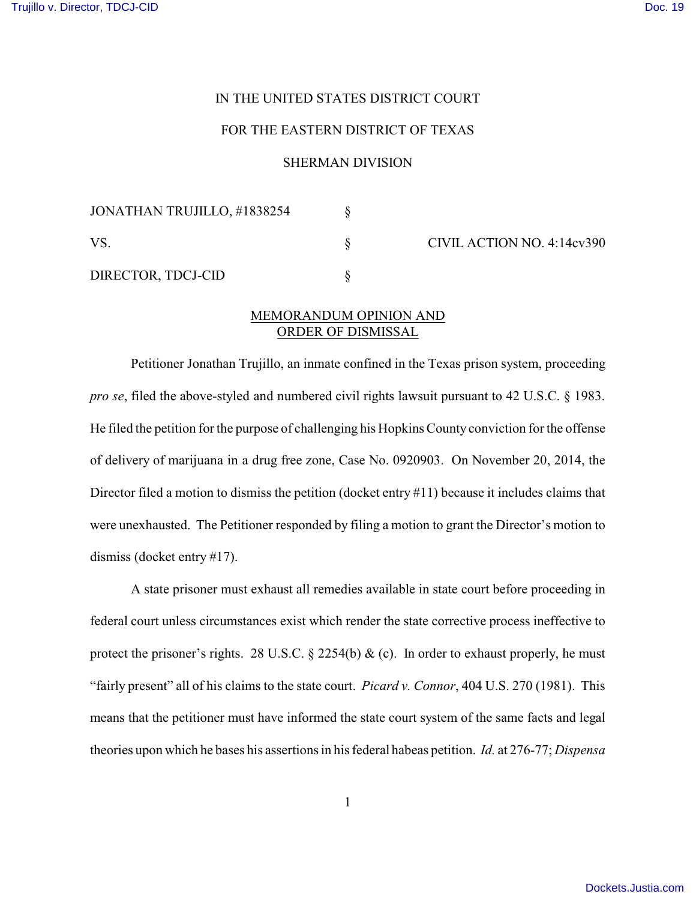IN THE UNITED STATES DISTRICT COURT

FOR THE EASTERN DISTRICT OF TEXAS

SHERMAN DIVISION

| | | |
|---|---|---|
| JONATHAN TRUJILLO, #1838254 | § | |
| VS. | § | CIVIL ACTION NO. 4:14cv390 |
| DIRECTOR, TDCJ-CID | § | |

MEMORANDUM OPINION AND ORDER OF DISMISSAL

Petitioner Jonathan Trujillo, an inmate confined in the Texas prison system, proceeding *pro se*, filed the above-styled and numbered civil rights lawsuit pursuant to 42 U.S.C. § 1983. He filed the petition for the purpose of challenging his Hopkins County conviction for the offense of delivery of marijuana in a drug free zone, Case No. 0920903. On November 20, 2014, the Director filed a motion to dismiss the petition (docket entry #11) because it includes claims that were unexhausted. The Petitioner responded by filing a motion to grant the Director's motion to dismiss (docket entry #17).

A state prisoner must exhaust all remedies available in state court before proceeding in federal court unless circumstances exist which render the state corrective process ineffective to protect the prisoner's rights. 28 U.S.C. § 2254(b) & (c). In order to exhaust properly, he must "fairly present" all of his claims to the state court. *Picard v. Connor*, 404 U.S. 270 (1981). This means that the petitioner must have informed the state court system of the same facts and legal theories upon which he bases his assertions in his federal habeas petition. *Id.* at 276-77; *Dispensa*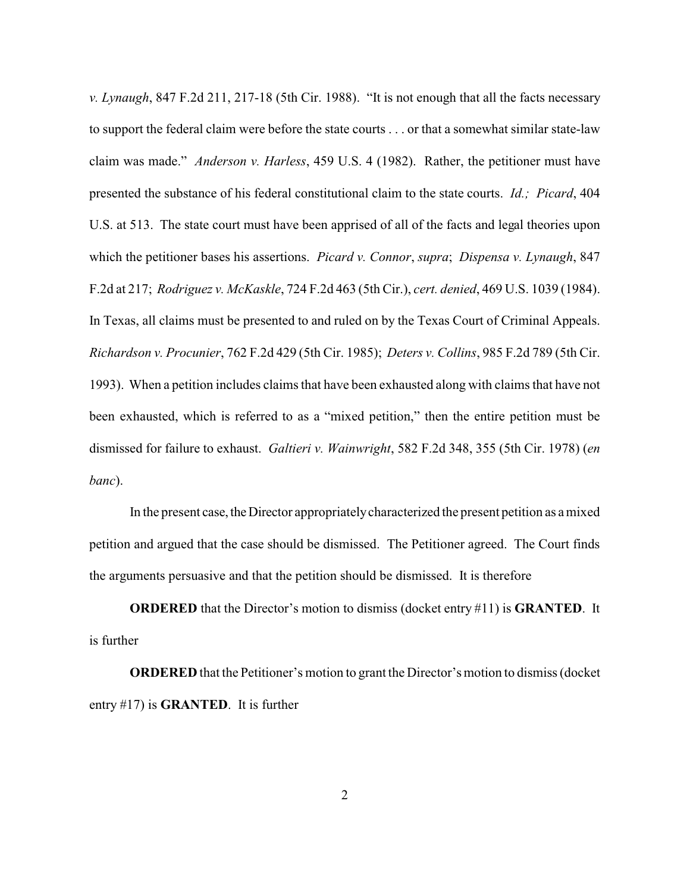*v. Lynaugh*, 847 F.2d 211, 217-18 (5th Cir. 1988). "It is not enough that all the facts necessary to support the federal claim were before the state courts . . . or that a somewhat similar state-law claim was made." *Anderson v. Harless*, 459 U.S. 4 (1982). Rather, the petitioner must have presented the substance of his federal constitutional claim to the state courts. *Id.; Picard*, 404 U.S. at 513. The state court must have been apprised of all of the facts and legal theories upon which the petitioner bases his assertions. *Picard v. Connor*, *supra*; *Dispensa v. Lynaugh*, 847 F.2d at 217; *Rodriguez v. McKaskle*, 724 F.2d 463 (5th Cir.), *cert. denied*, 469 U.S. 1039 (1984). In Texas, all claims must be presented to and ruled on by the Texas Court of Criminal Appeals. *Richardson v. Procunier*, 762 F.2d 429 (5th Cir. 1985); *Deters v. Collins*, 985 F.2d 789 (5th Cir. 1993). When a petition includes claims that have been exhausted along with claims that have not been exhausted, which is referred to as a "mixed petition," then the entire petition must be dismissed for failure to exhaust. *Galtieri v. Wainwright*, 582 F.2d 348, 355 (5th Cir. 1978) (*en banc*).

In the present case, the Director appropriately characterized the present petition as a mixed petition and argued that the case should be dismissed. The Petitioner agreed. The Court finds the arguments persuasive and that the petition should be dismissed. It is therefore

**ORDERED** that the Director's motion to dismiss (docket entry #11) is **GRANTED**. It is further

**ORDERED** that the Petitioner's motion to grant the Director's motion to dismiss (docket entry #17) is **GRANTED**. It is further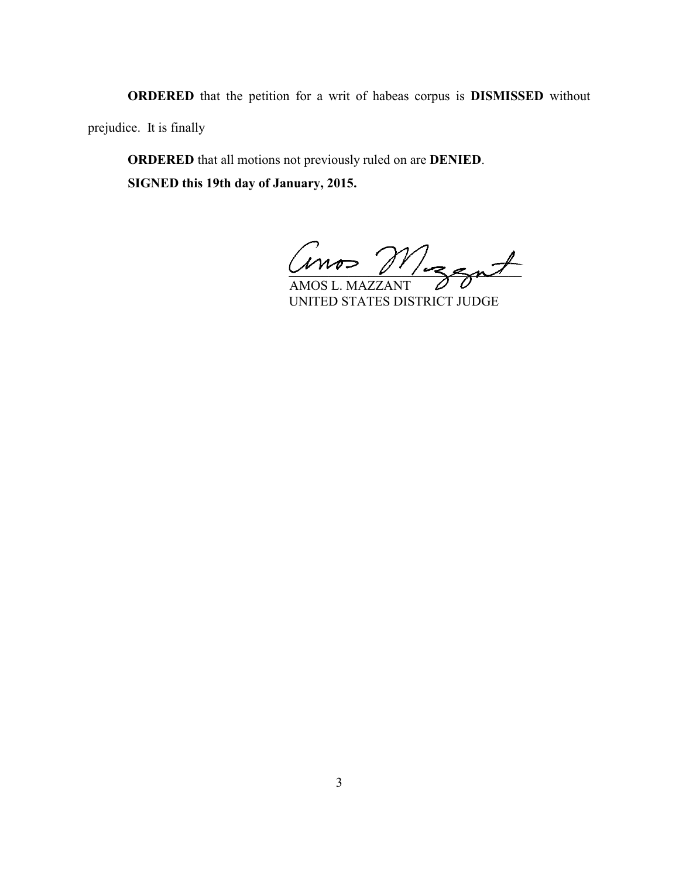**ORDERED** that the petition for a writ of habeas corpus is **DISMISSED** without prejudice. It is finally

**ORDERED** that all motions not previously ruled on are **DENIED**.

**SIGNED this 19th day of January, 2015.**

AMOS L. MAZZANT
UNITED STATES DISTRICT JUDGE